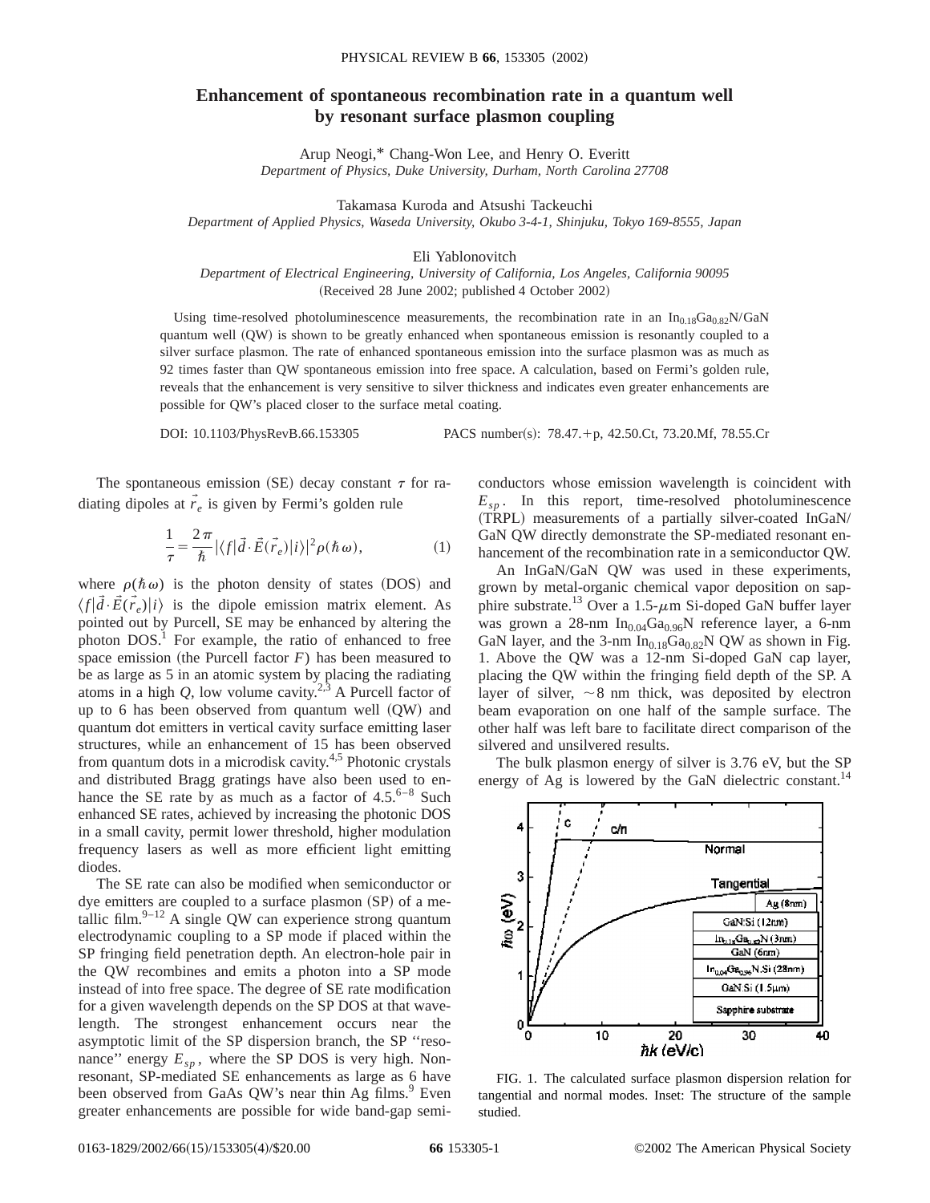# Enhancement of spontaneous recombination rate in a quantum well by resonant surface plasmon coupling

Arup Neogi,* Chang-Won Lee, and Henry O. Everitt
*Department of Physics, Duke University, Durham, North Carolina 27708*

Takamasa Kuroda and Atsushi Tackeuchi
*Department of Applied Physics, Waseda University, Okubo 3-4-1, Shinjuku, Tokyo 169-8555, Japan*

Eli Yablonovitch
*Department of Electrical Engineering, University of California, Los Angeles, California 90095*
(Received 28 June 2002; published 4 October 2002)

Using time-resolved photoluminescence measurements, the recombination rate in an $In_{0.18}Ga_{0.82}N$/GaN quantum well (QW) is shown to be greatly enhanced when spontaneous emission is resonantly coupled to a silver surface plasmon. The rate of enhanced spontaneous emission into the surface plasmon was as much as 92 times faster than QW spontaneous emission into free space. A calculation, based on Fermi's golden rule, reveals that the enhancement is very sensitive to silver thickness and indicates even greater enhancements are possible for QW's placed closer to the surface metal coating.

DOI: 10.1103/PhysRevB.66.153305 PACS number(s): 78.47.+p, 42.50.Ct, 73.20.Mf, 78.55.Cr

The spontaneous emission (SE) decay constant $\tau$ for radiating dipoles at $\vec{r}_e$ is given by Fermi's golden rule

$$\frac{1}{\tau}=\frac{2\pi}{\hbar}|\langle f|\vec{d}\cdot\vec{E}(\vec{r}_e)|i\rangle|^2\rho(\hbar\omega), \tag{1}$$

where $\rho(\hbar\omega)$ is the photon density of states (DOS) and $\langle f|\vec{d}\cdot\vec{E}(\vec{r}_e)|i\rangle$ is the dipole emission matrix element. As pointed out by Purcell, SE may be enhanced by altering the photon DOS.[1] For example, the ratio of enhanced to free space emission (the Purcell factor $F$) has been measured to be as large as 5 in an atomic system by placing the radiating atoms in a high $Q$, low volume cavity.[2,3] A Purcell factor of up to 6 has been observed from quantum well (QW) and quantum dot emitters in vertical cavity surface emitting laser structures, while an enhancement of 15 has been observed from quantum dots in a microdisk cavity.[4,5] Photonic crystals and distributed Bragg gratings have also been used to enhance the SE rate by as much as a factor of 4.5.[6–8] Such enhanced SE rates, achieved by increasing the photonic DOS in a small cavity, permit lower threshold, higher modulation frequency lasers as well as more efficient light emitting diodes.

The SE rate can also be modified when semiconductor or dye emitters are coupled to a surface plasmon (SP) of a metallic film.[9–12] A single QW can experience strong quantum electrodynamic coupling to a SP mode if placed within the SP fringing field penetration depth. An electron-hole pair in the QW recombines and emits a photon into a SP mode instead of into free space. The degree of SE rate modification for a given wavelength depends on the SP DOS at that wavelength. The strongest enhancement occurs near the asymptotic limit of the SP dispersion branch, the SP "resonance" energy $E_{sp}$, where the SP DOS is very high. Nonresonant, SP-mediated SE enhancements as large as 6 have been observed from GaAs QW's near thin Ag films.[9] Even greater enhancements are possible for wide band-gap semiconductors whose emission wavelength is coincident with $E_{sp}$. In this report, time-resolved photoluminescence (TRPL) measurements of a partially silver-coated InGaN/GaN QW directly demonstrate the SP-mediated resonant enhancement of the recombination rate in a semiconductor QW.

An InGaN/GaN QW was used in these experiments, grown by metal-organic chemical vapor deposition on sapphire substrate.[13] Over a 1.5-$\mu$m Si-doped GaN buffer layer was grown a 28-nm $In_{0.04}Ga_{0.96}N$ reference layer, a 6-nm GaN layer, and the 3-nm $In_{0.18}Ga_{0.82}N$ QW as shown in Fig. 1. Above the QW was a 12-nm Si-doped GaN cap layer, placing the QW within the fringing field depth of the SP. A layer of silver, ~8 nm thick, was deposited by electron beam evaporation on one half of the sample surface. The other half was left bare to facilitate direct comparison of the silvered and unsilvered results.

The bulk plasmon energy of silver is 3.76 eV, but the SP energy of Ag is lowered by the GaN dielectric constant.[14]

FIG. 1. The calculated surface plasmon dispersion relation for tangential and normal modes. Inset: The structure of the sample studied.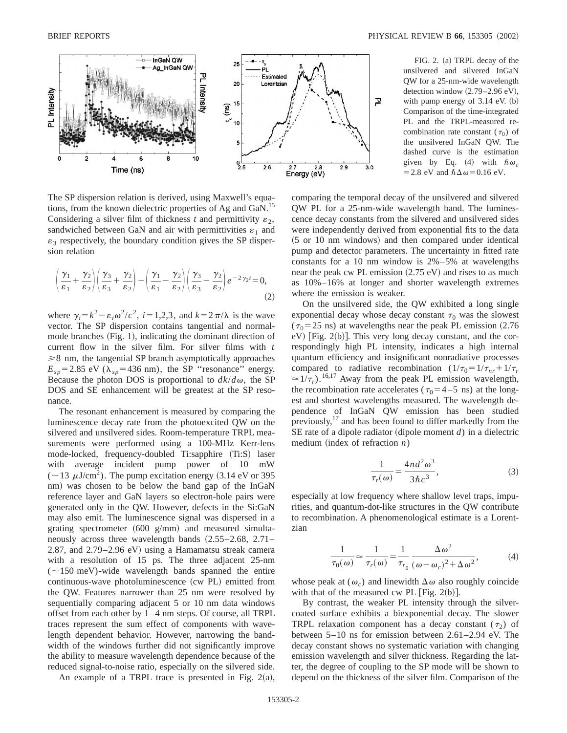FIG. 2. (a) TRPL decay of the unsilvered and silvered InGaN QW for a 25-nm-wide wavelength detection window (2.79–2.96 eV), with pump energy of 3.14 eV. (b) Comparison of the time-integrated PL and the TRPL-measured recombination rate constant ($\tau_0$) of the unsilvered InGaN QW. The dashed curve is the estimation given by Eq. (4) with $\hbar\omega_c = 2.8$ eV and $\hbar\Delta\omega = 0.16$ eV.

The SP dispersion relation is derived, using Maxwell's equations, from the known dielectric properties of Ag and GaN.[15] Considering a silver film of thickness $t$ and permittivity $\varepsilon_2$, sandwiched between GaN and air with permittivities $\varepsilon_1$ and $\varepsilon_3$ respectively, the boundary condition gives the SP dispersion relation

$$\left(\frac{\gamma_1}{\varepsilon_1}+\frac{\gamma_2}{\varepsilon_2}\right)\left(\frac{\gamma_3}{\varepsilon_3}+\frac{\gamma_2}{\varepsilon_2}\right)-\left(\frac{\gamma_1}{\varepsilon_1}-\frac{\gamma_2}{\varepsilon_2}\right)\left(\frac{\gamma_3}{\varepsilon_3}-\frac{\gamma_2}{\varepsilon_2}\right)e^{-2\gamma_2 t}=0, \tag{2}$$

where $\gamma_i = k^2 - \varepsilon_i \omega^2/c^2$, $i=1,2,3$, and $k = 2\pi/\lambda$ is the wave vector. The SP dispersion contains tangential and normal-mode branches (Fig. 1), indicating the dominant direction of current flow in the silver film. For silver films with $t \geqslant 8$ nm, the tangential SP branch asymptotically approaches $E_{sp} = 2.85$ eV ($\lambda_{sp} = 436$ nm), the SP "resonance" energy. Because the photon DOS is proportional to $dk/d\omega$, the SP DOS and SE enhancement will be greatest at the SP resonance.

The resonant enhancement is measured by comparing the luminescence decay rate from the photoexcited QW on the silvered and unsilvered sides. Room-temperature TRPL measurements were performed using a 100-MHz Kerr-lens mode-locked, frequency-doubled Ti:sapphire (Ti:S) laser with average incident pump power of 10 mW ($\sim 13\ \mu\text{J/cm}^2$). The pump excitation energy (3.14 eV or 395 nm) was chosen to be below the band gap of the InGaN reference layer and GaN layers so electron-hole pairs were generated only in the QW. However, defects in the Si:GaN may also emit. The luminescence signal was dispersed in a grating spectrometer (600 g/mm) and measured simultaneously across three wavelength bands (2.55–2.68, 2.71–2.87, and 2.79–2.96 eV) using a Hamamatsu streak camera with a resolution of 15 ps. The three adjacent 25-nm ($\sim 150$ meV)-wide wavelength bands spanned the entire continuous-wave photoluminescence (cw PL) emitted from the QW. Features narrower than 25 nm were resolved by sequentially comparing adjacent 5 or 10 nm data windows offset from each other by 1–4 nm steps. Of course, all TRPL traces represent the sum effect of components with wavelength dependent behavior. However, narrowing the bandwidth of the windows further did not significantly improve the ability to measure wavelength dependence because of the reduced signal-to-noise ratio, especially on the silvered side.

An example of a TRPL trace is presented in Fig. 2(a), comparing the temporal decay of the unsilvered and silvered QW PL for a 25-nm-wide wavelength band. The luminescence decay constants from the silvered and unsilvered sides were independently derived from exponential fits to the data (5 or 10 nm windows) and then compared under identical pump and detector parameters. The uncertainty in fitted rate constants for a 10 nm window is 2%–5% at wavelengths near the peak cw PL emission (2.75 eV) and rises to as much as 10%–16% at longer and shorter wavelength extremes where the emission is weaker.

On the unsilvered side, the QW exhibited a long single exponential decay whose decay constant $\tau_0$ was the slowest ($\tau_0 = 25$ ns) at wavelengths near the peak PL emission (2.76 eV) [Fig. 2(b)]. This very long decay constant, and the correspondingly high PL intensity, indicates a high internal quantum efficiency and insignificant nonradiative processes compared to radiative recombination ($1/\tau_0 = 1/\tau_{nr} + 1/\tau_r \simeq 1/\tau_r$).[16,17] Away from the peak PL emission wavelength, the recombination rate accelerates ($\tau_0 = 4$–5 ns) at the longest and shortest wavelengths measured. The wavelength dependence of InGaN QW emission has been studied previously,[17] and has been found to differ markedly from the SE rate of a dipole radiator (dipole moment $d$) in a dielectric medium (index of refraction $n$)

$$\frac{1}{\tau_r(\omega)} = \frac{4nd^2\omega^3}{3\hbar c^3}, \tag{3}$$

especially at low frequency where shallow level traps, impurities, and quantum-dot-like structures in the QW contribute to recombination. A phenomenological estimate is a Lorentzian

$$\frac{1}{\tau_0(\omega)} \simeq \frac{1}{\tau_r(\omega)} = \frac{1}{\tau_{r_0}}\frac{\Delta\omega^2}{(\omega-\omega_c)^2+\Delta\omega^2}, \tag{4}$$

whose peak at ($\omega_c$) and linewidth $\Delta\omega$ also roughly coincide with that of the measured cw PL [Fig. 2(b)].

By contrast, the weaker PL intensity through the silver-coated surface exhibits a biexponential decay. The slower TRPL relaxation component has a decay constant ($\tau_2$) of between 5–10 ns for emission between 2.61–2.94 eV. The decay constant shows no systematic variation with changing emission wavelength and silver thickness. Regarding the latter, the degree of coupling to the SP mode will be shown to depend on the thickness of the silver film. Comparison of the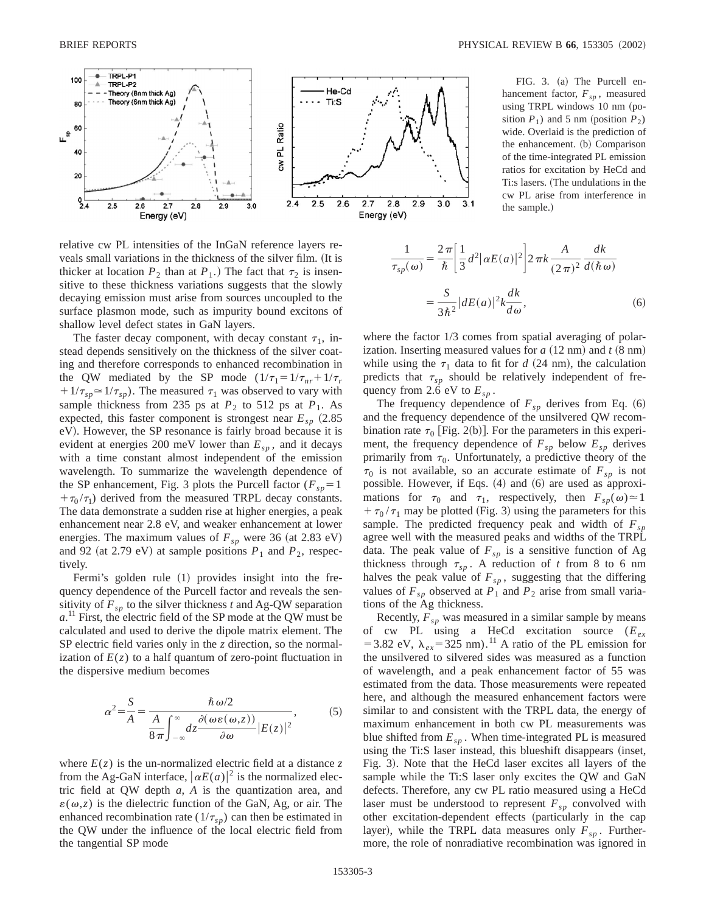FIG. 3. (a) The Purcell enhancement factor, $F_{sp}$, measured using TRPL windows 10 nm (position $P_1$) and 5 nm (position $P_2$) wide. Overlaid is the prediction of the enhancement. (b) Comparison of the time-integrated PL emission ratios for excitation by HeCd and Ti:s lasers. (The undulations in the cw PL arise from interference in the sample.)

relative cw PL intensities of the InGaN reference layers reveals small variations in the thickness of the silver film. (It is thicker at location $P_2$ than at $P_1$.) The fact that $\tau_2$ is insensitive to these thickness variations suggests that the slowly decaying emission must arise from sources uncoupled to the surface plasmon mode, such as impurity bound excitons of shallow level defect states in GaN layers.

The faster decay component, with decay constant $\tau_1$, instead depends sensitively on the thickness of the silver coating and therefore corresponds to enhanced recombination in the QW mediated by the SP mode ($1/\tau_1 = 1/\tau_{nr} + 1/\tau_r + 1/\tau_{sp} \simeq 1/\tau_{sp}$). The measured $\tau_1$ was observed to vary with sample thickness from 235 ps at $P_2$ to 512 ps at $P_1$. As expected, this faster component is strongest near $E_{sp}$ (2.85 eV). However, the SP resonance is fairly broad because it is evident at energies 200 meV lower than $E_{sp}$, and it decays with a time constant almost independent of the emission wavelength. To summarize the wavelength dependence of the SP enhancement, Fig. 3 plots the Purcell factor ($F_{sp} = 1 + \tau_0/\tau_1$) derived from the measured TRPL decay constants. The data demonstrate a sudden rise at higher energies, a peak enhancement near 2.8 eV, and weaker enhancement at lower energies. The maximum values of $F_{sp}$ were 36 (at 2.83 eV) and 92 (at 2.79 eV) at sample positions $P_1$ and $P_2$, respectively.

Fermi's golden rule (1) provides insight into the frequency dependence of the Purcell factor and reveals the sensitivity of $F_{sp}$ to the silver thickness $t$ and Ag-QW separation $a$.[11] First, the electric field of the SP mode at the QW must be calculated and used to derive the dipole matrix element. The SP electric field varies only in the $z$ direction, so the normalization of $E(z)$ to a half quantum of zero-point fluctuation in the dispersive medium becomes

$$\alpha^2 = \frac{S}{A} = \frac{\hbar\omega/2}{\dfrac{A}{8\pi}\displaystyle\int_{-\infty}^{\infty} dz \frac{\partial(\omega\varepsilon(\omega,z))}{\partial\omega}|E(z)|^2}, \tag{5}$$

where $E(z)$ is the un-normalized electric field at a distance $z$ from the Ag-GaN interface, $|\alpha E(a)|^2$ is the normalized electric field at QW depth $a$, $A$ is the quantization area, and $\varepsilon(\omega,z)$ is the dielectric function of the GaN, Ag, or air. The enhanced recombination rate ($1/\tau_{sp}$) can then be estimated in the QW under the influence of the local electric field from the tangential SP mode

$$\frac{1}{\tau_{sp}(\omega)} = \frac{2\pi}{\hbar}\left[\frac{1}{3}d^2|\alpha E(a)|^2\right]2\pi k \frac{A}{(2\pi)^2}\frac{dk}{d(\hbar\omega)}$$

$$= \frac{S}{3\hbar^2}|dE(a)|^2 k\frac{dk}{d\omega}, \tag{6}$$

where the factor 1/3 comes from spatial averaging of polarization. Inserting measured values for $a$ (12 nm) and $t$ (8 nm) while using the $\tau_1$ data to fit for $d$ (24 nm), the calculation predicts that $\tau_{sp}$ should be relatively independent of frequency from 2.6 eV to $E_{sp}$.

The frequency dependence of $F_{sp}$ derives from Eq. (6) and the frequency dependence of the unsilvered QW recombination rate $\tau_0$ [Fig. 2(b)]. For the parameters in this experiment, the frequency dependence of $F_{sp}$ below $E_{sp}$ derives primarily from $\tau_0$. Unfortunately, a predictive theory of the $\tau_0$ is not available, so an accurate estimate of $F_{sp}$ is not possible. However, if Eqs. (4) and (6) are used as approximations for $\tau_0$ and $\tau_1$, respectively, then $F_{sp}(\omega) \simeq 1 + \tau_0/\tau_1$ may be plotted (Fig. 3) using the parameters for this sample. The predicted frequency peak and width of $F_{sp}$ agree well with the measured peaks and widths of the TRPL data. The peak value of $F_{sp}$ is a sensitive function of Ag thickness through $\tau_{sp}$. A reduction of $t$ from 8 to 6 nm halves the peak value of $F_{sp}$, suggesting that the differing values of $F_{sp}$ observed at $P_1$ and $P_2$ arise from small variations of the Ag thickness.

Recently, $F_{sp}$ was measured in a similar sample by means of cw PL using a HeCd excitation source ($E_{ex} = 3.82$ eV, $\lambda_{ex} = 325$ nm).[11] A ratio of the PL emission for the unsilvered to silvered sides was measured as a function of wavelength, and a peak enhancement factor of 55 was estimated from the data. Those measurements were repeated here, and although the measured enhancement factors were similar to and consistent with the TRPL data, the energy of maximum enhancement in both cw PL measurements was blue shifted from $E_{sp}$. When time-integrated PL is measured using the Ti:S laser instead, this blueshift disappears (inset, Fig. 3). Note that the HeCd laser excites all layers of the sample while the Ti:S laser only excites the QW and GaN defects. Therefore, any cw PL ratio measured using a HeCd laser must be understood to represent $F_{sp}$ convolved with other excitation-dependent effects (particularly in the cap layer), while the TRPL data measures only $F_{sp}$. Furthermore, the role of nonradiative recombination was ignored in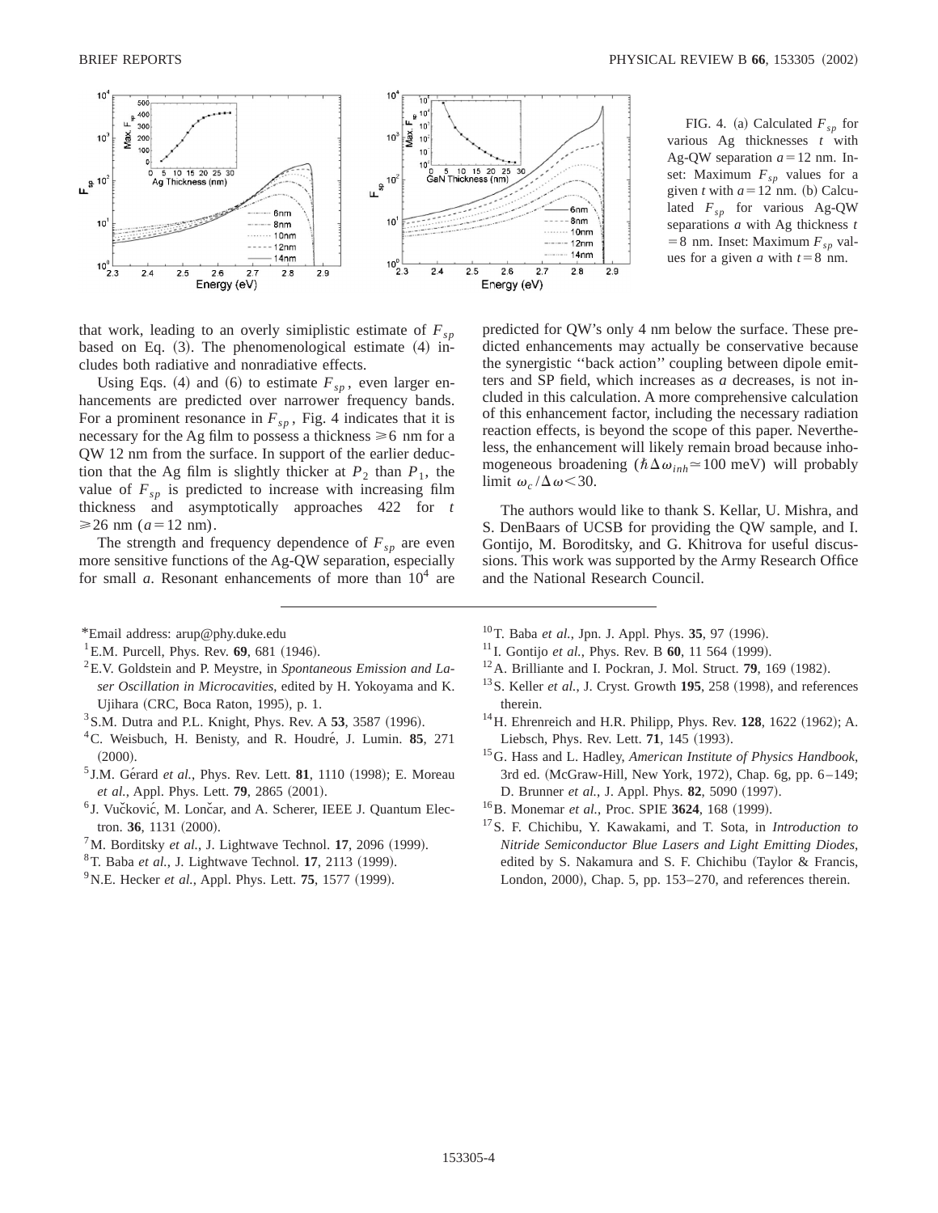10[4]
10[3]
$F_{sp}$ 10[2]
10[1]
10[0]
2.3 2.4 2.5 2.6 2.7 2.8 2.9
Energy (eV)
Max. $F_{sp}$
500 400 300 200 100 0
0 5 10 15 20 25 30
Ag Thickness (nm)
6nm
8nm
10nm
12nm
14nm

10[4]
10[3]
$F_{sp}$ 10[2]
10[1]
10[0]
2.3 2.4 2.5 2.6 2.7 2.8 2.9
Energy (eV)
Max. $F_{sp}$
0 5 10 15 20 25 30
GaN Thickness (nm)
6nm
8nm
10nm
12nm
14nm

FIG. 4. (a) Calculated $F_{sp}$ for various Ag thicknesses $t$ with Ag-QW separation $a=12$ nm. Inset: Maximum $F_{sp}$ values for a given $t$ with $a=12$ nm. (b) Calculated $F_{sp}$ for various Ag-QW separations $a$ with Ag thickness $t=8$ nm. Inset: Maximum $F_{sp}$ values for a given $a$ with $t=8$ nm.

that work, leading to an overly simiplistic estimate of $F_{sp}$ based on Eq. (3). The phenomenological estimate (4) includes both radiative and nonradiative effects.

Using Eqs. (4) and (6) to estimate $F_{sp}$, even larger enhancements are predicted over narrower frequency bands. For a prominent resonance in $F_{sp}$, Fig. 4 indicates that it is necessary for the Ag film to possess a thickness $\geqslant 6$ nm for a QW 12 nm from the surface. In support of the earlier deduction that the Ag film is slightly thicker at $P_2$ than $P_1$, the value of $F_{sp}$ is predicted to increase with increasing film thickness and asymptotically approaches 422 for $t \geqslant 26$ nm ($a=12$ nm).

The strength and frequency dependence of $F_{sp}$ are even more sensitive functions of the Ag-QW separation, especially for small $a$. Resonant enhancements of more than $10^4$ are predicted for QW's only 4 nm below the surface. These predicted enhancements may actually be conservative because the synergistic ''back action'' coupling between dipole emitters and SP field, which increases as $a$ decreases, is not included in this calculation. A more comprehensive calculation of this enhancement factor, including the necessary radiation reaction effects, is beyond the scope of this paper. Nevertheless, the enhancement will likely remain broad because inhomogeneous broadening ($\hbar \Delta \omega_{inh} \simeq 100$ meV) will probably limit $\omega_c / \Delta \omega < 30$.

The authors would like to thank S. Kellar, U. Mishra, and S. DenBaars of UCSB for providing the QW sample, and I. Gontijo, M. Boroditsky, and G. Khitrova for useful discussions. This work was supported by the Army Research Office and the National Research Council.

*Email address: arup@phy.duke.edu

[1] E.M. Purcell, Phys. Rev. **69**, 681 (1946).

[2] E.V. Goldstein and P. Meystre, in *Spontaneous Emission and Laser Oscillation in Microcavities*, edited by H. Yokoyama and K. Ujihara (CRC, Boca Raton, 1995), p. 1.

[3] S.M. Dutra and P.L. Knight, Phys. Rev. A **53**, 3587 (1996).

[4] C. Weisbuch, H. Benisty, and R. Houdré, J. Lumin. **85**, 271 (2000).

[5] J.M. Gérard *et al.*, Phys. Rev. Lett. **81**, 1110 (1998); E. Moreau *et al.*, Appl. Phys. Lett. **79**, 2865 (2001).

[6] J. Vučković, M. Lončar, and A. Scherer, IEEE J. Quantum Electron. **36**, 1131 (2000).

[7] M. Borditsky *et al.*, J. Lightwave Technol. **17**, 2096 (1999).

[8] T. Baba *et al.*, J. Lightwave Technol. **17**, 2113 (1999).

[9] N.E. Hecker *et al.*, Appl. Phys. Lett. **75**, 1577 (1999).

[10] T. Baba *et al.*, Jpn. J. Appl. Phys. **35**, 97 (1996).

[11] I. Gontijo *et al.*, Phys. Rev. B **60**, 11 564 (1999).

[12] A. Brilliante and I. Pockran, J. Mol. Struct. **79**, 169 (1982).

[13] S. Keller *et al.*, J. Cryst. Growth **195**, 258 (1998), and references therein.

[14] H. Ehrenreich and H.R. Philipp, Phys. Rev. **128**, 1622 (1962); A. Liebsch, Phys. Rev. Lett. **71**, 145 (1993).

[15] G. Hass and L. Hadley, *American Institute of Physics Handbook*, 3rd ed. (McGraw-Hill, New York, 1972), Chap. 6g, pp. 6–149; D. Brunner *et al.*, J. Appl. Phys. **82**, 5090 (1997).

[16] B. Monemar *et al.*, Proc. SPIE **3624**, 168 (1999).

[17] S. F. Chichibu, Y. Kawakami, and T. Sota, in *Introduction to Nitride Semiconductor Blue Lasers and Light Emitting Diodes*, edited by S. Nakamura and S. F. Chichibu (Taylor & Francis, London, 2000), Chap. 5, pp. 153–270, and references therein.